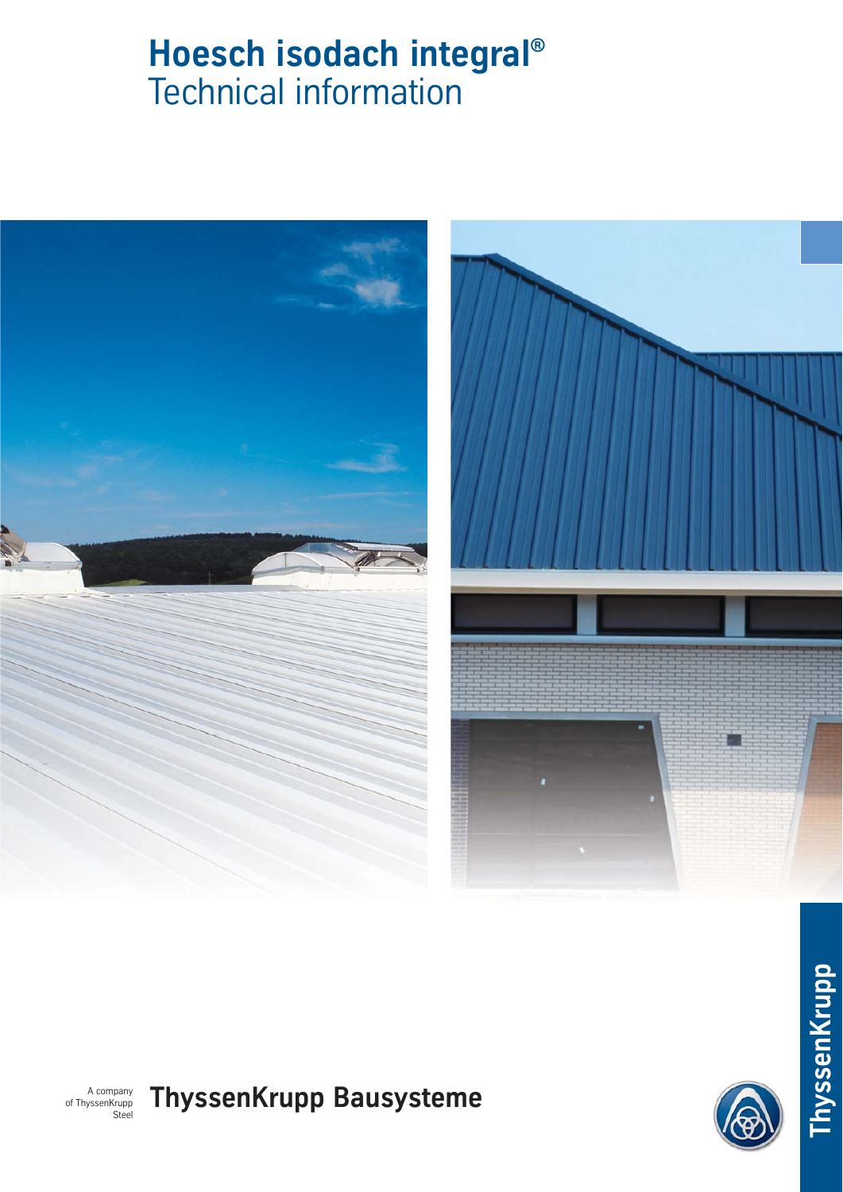# Hoesch isodach integral®
## Technical information

A company of ThyssenKrupp Steel

**ThyssenKrupp Bausysteme**

ThyssenKrupp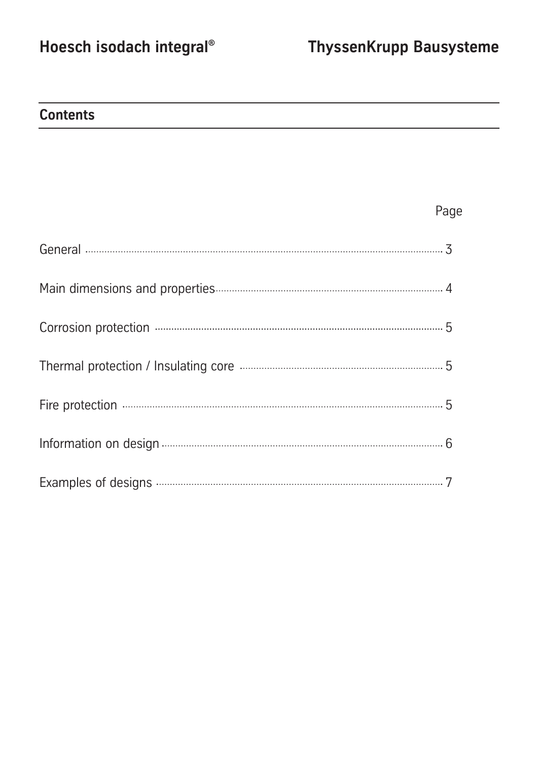## Contents

| | Page |
|---|---|
| General | 3 |
| Main dimensions and properties | 4 |
| Corrosion protection | 5 |
| Thermal protection / Insulating core | 5 |
| Fire protection | 5 |
| Information on design | 6 |
| Examples of designs | 7 |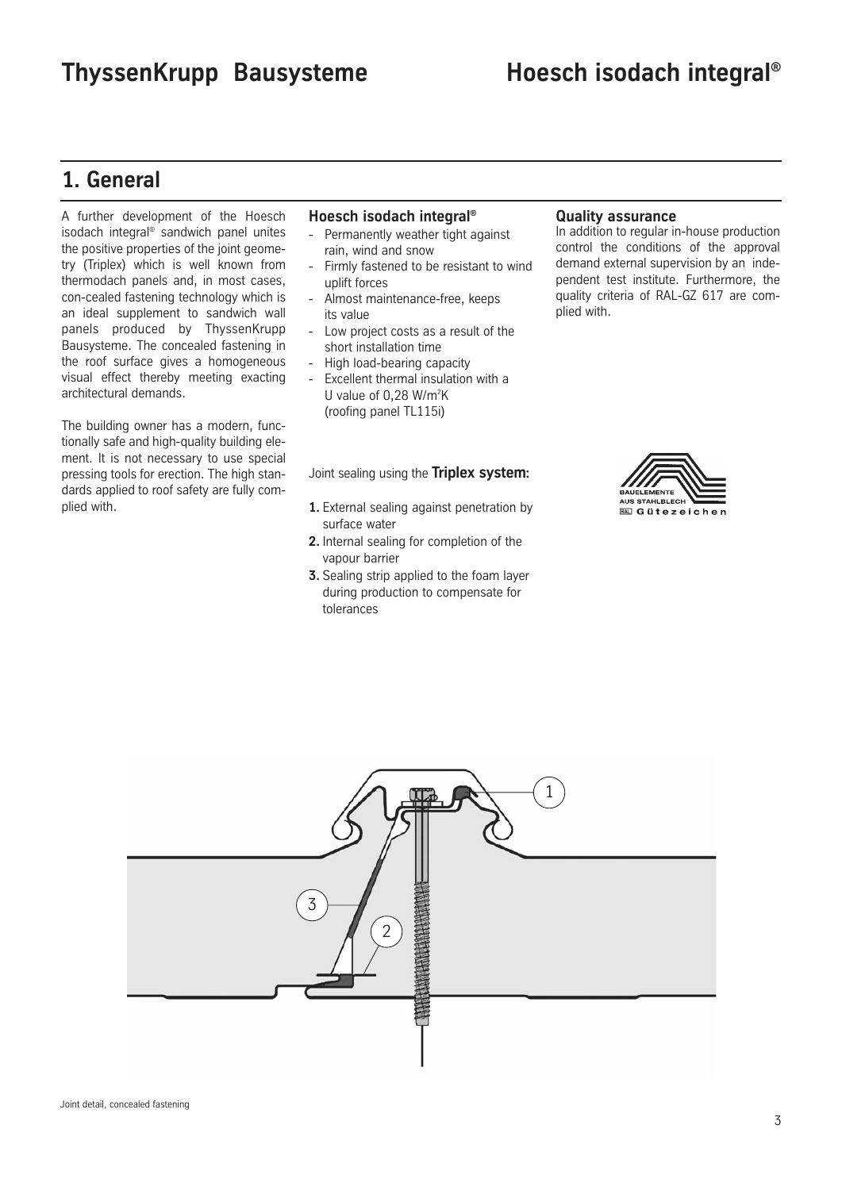## 1. General

A further development of the Hoesch isodach integral® sandwich panel unites the positive properties of the joint geometry (Triplex) which is well known from thermodach panels and, in most cases, con-cealed fastening technology which is an ideal supplement to sandwich wall panels produced by ThyssenKrupp Bausysteme. The concealed fastening in the roof surface gives a homogeneous visual effect thereby meeting exacting architectural demands.

The building owner has a modern, functionally safe and high-quality building element. It is not necessary to use special pressing tools for erection. The high standards applied to roof safety are fully complied with.

### Hoesch isodach integral®

- Permanently weather tight against rain, wind and snow
- Firmly fastened to be resistant to wind uplift forces
- Almost maintenance-free, keeps its value
- Low project costs as a result of the short installation time
- High load-bearing capacity
- Excellent thermal insulation with a U value of 0,28 W/m²K (roofing panel TL115i)

Joint sealing using the **Triplex system:**

1. External sealing against penetration by surface water
2. Internal sealing for completion of the vapour barrier
3. Sealing strip applied to the foam layer during production to compensate for tolerances

### Quality assurance

In addition to regular in-house production control the conditions of the approval demand external supervision by an independent test institute. Furthermore, the quality criteria of RAL-GZ 617 are complied with.

BAUELEMENTE AUS STAHLBLECH RAL Gütezeichen

Joint detail, concealed fastening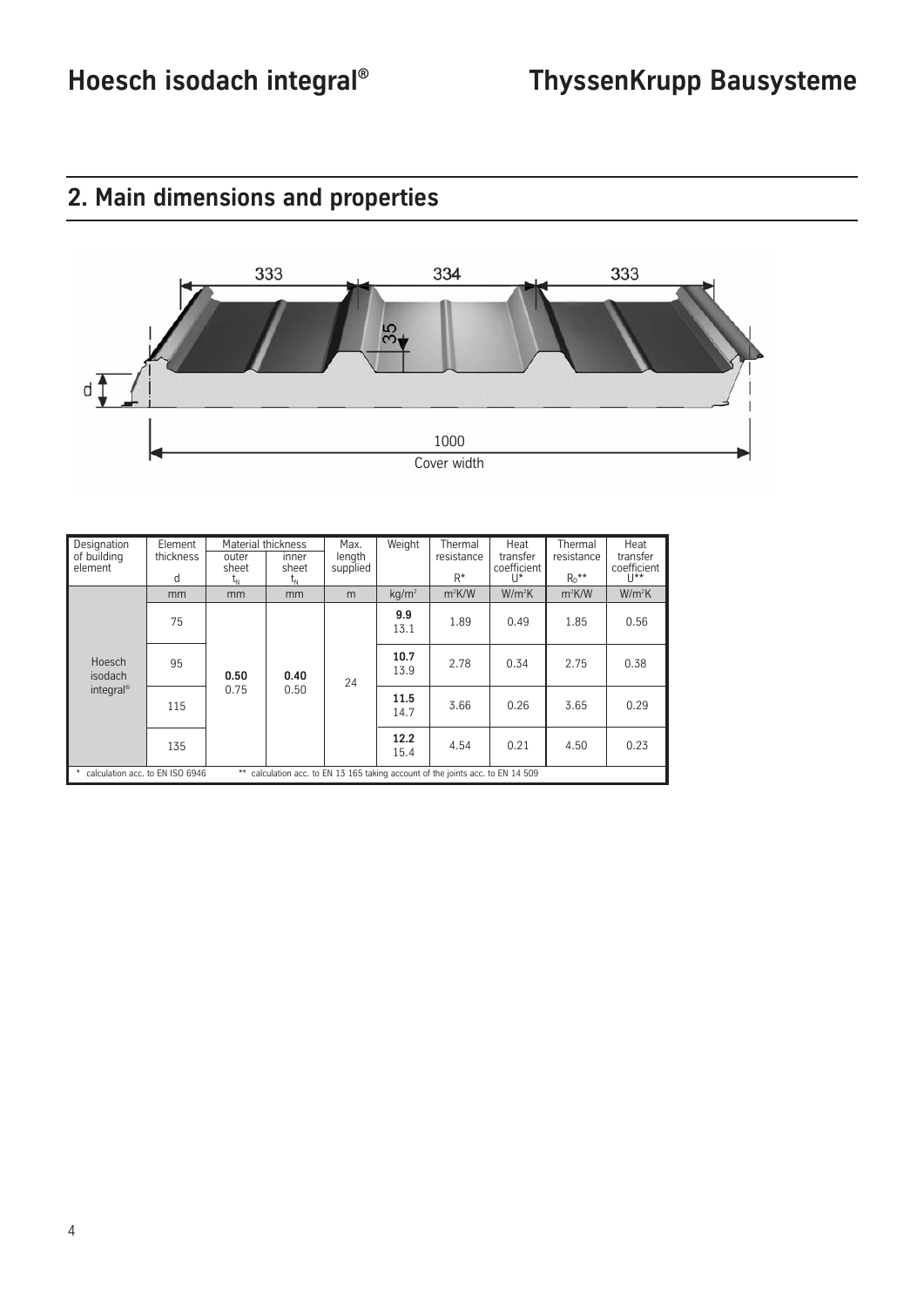## 2. Main dimensions and properties

333 334 333

35

d

1000

Cover width

| Designation of building element | Element thickness d | Material thickness outer sheet $t_N$ | Material thickness inner sheet $t_N$ | Max. length supplied | Weight | Thermal resistance $R^*$ | Heat transfer coefficient $U^*$ | Thermal resistance $R_D^{**}$ | Heat transfer coefficient $U^{**}$ |
|---|---|---|---|---|---|---|---|---|---|
| | mm | mm | mm | m | kg/m² | m²K/W | W/m²K | m²K/W | W/m²K |
| Hoesch isodach integral® | 75 | **0.50** 0.75 | **0.40** 0.50 | 24 | **9.9** 13.1 | 1.89 | 0.49 | 1.85 | 0.56 |
| | 95 | | | | **10.7** 13.9 | 2.78 | 0.34 | 2.75 | 0.38 |
| | 115 | | | | **11.5** 14.7 | 3.66 | 0.26 | 3.65 | 0.29 |
| | 135 | | | | **12.2** 15.4 | 4.54 | 0.21 | 4.50 | 0.23 |

\* calculation acc. to EN ISO 6946 ** calculation acc. to EN 13 165 taking account of the joints acc. to EN 14 509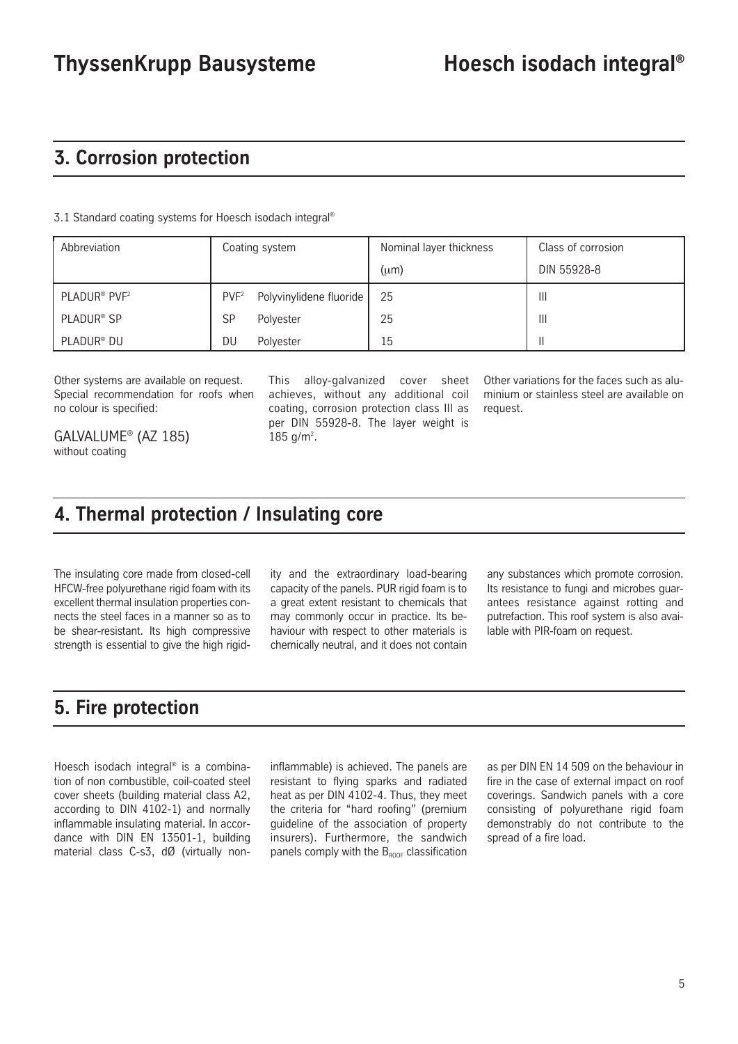## 3. Corrosion protection

3.1 Standard coating systems for Hoesch isodach integral®

| Abbreviation | Coating system | | Nominal layer thickness (μm) | Class of corrosion DIN 55928-8 |
|---|---|---|---|---|
| PLADUR® PVF[2] | PVF[2] | Polyvinylidene fluoride | 25 | III |
| PLADUR® SP | SP | Polyester | 25 | III |
| PLADUR® DU | DU | Polyester | 15 | II |

Other systems are available on request. Special recommendation for roofs when no colour is specified:

GALVALUME® (AZ 185)
without coating

This alloy-galvanized cover sheet achieves, without any additional coil coating, corrosion protection class III as per DIN 55928-8. The layer weight is 185 g/m².

Other variations for the faces such as aluminium or stainless steel are available on request.

## 4. Thermal protection / Insulating core

The insulating core made from closed-cell HFCW-free polyurethane rigid foam with its excellent thermal insulation properties connects the steel faces in a manner so as to be shear-resistant. Its high compressive strength is essential to give the high rigidity and the extraordinary load-bearing capacity of the panels. PUR rigid foam is to a great extent resistant to chemicals that may commonly occur in practice. Its behaviour with respect to other materials is chemically neutral, and it does not contain any substances which promote corrosion. Its resistance to fungi and microbes guarantees resistance against rotting and putrefaction. This roof system is also available with PIR-foam on request.

## 5. Fire protection

Hoesch isodach integral® is a combination of non combustible, coil-coated steel cover sheets (building material class A2, according to DIN 4102-1) and normally inflammable insulating material. In accordance with DIN EN 13501-1, building material class C-s3, dØ (virtually non-inflammable) is achieved. The panels are resistant to flying sparks and radiated heat as per DIN 4102-4. Thus, they meet the criteria for "hard roofing" (premium guideline of the association of property insurers). Furthermore, the sandwich panels comply with the $B_{ROOF}$ classification as per DIN EN 14 509 on the behaviour in fire in the case of external impact on roof coverings. Sandwich panels with a core consisting of polyurethane rigid foam demonstrably do not contribute to the spread of a fire load.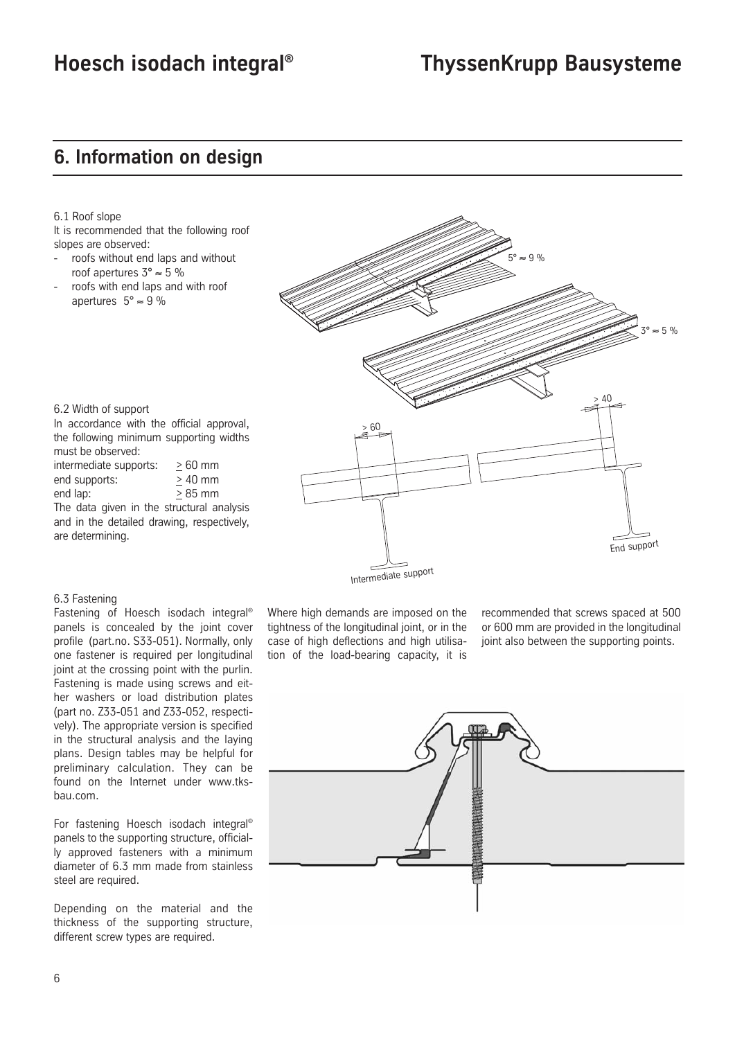## 6. Information on design

6.1 Roof slope

It is recommended that the following roof slopes are observed:

- roofs without end laps and without roof apertures 3° ≈ 5 %
- roofs with end laps and with roof apertures 5° ≈ 9 %

6.2 Width of support

In accordance with the official approval, the following minimum supporting widths must be observed:

| | |
|---|---|
| intermediate supports: | ≥ 60 mm |
| end supports: | ≥ 40 mm |
| end lap: | ≥ 85 mm |

The data given in the structural analysis and in the detailed drawing, respectively, are determining.

6.3 Fastening

Fastening of Hoesch isodach integral® panels is concealed by the joint cover profile (part.no. S33-051). Normally, only one fastener is required per longitudinal joint at the crossing point with the purlin. Fastening is made using screws and either washers or load distribution plates (part no. Z33-051 and Z33-052, respectively). The appropriate version is specified in the structural analysis and the laying plans. Design tables may be helpful for preliminary calculation. They can be found on the Internet under www.tks-bau.com.

For fastening Hoesch isodach integral® panels to the supporting structure, officially approved fasteners with a minimum diameter of 6.3 mm made from stainless steel are required.

Depending on the material and the thickness of the supporting structure, different screw types are required.

Where high demands are imposed on the tightness of the longitudinal joint, or in the case of high deflections and high utilisation of the load-bearing capacity, it is recommended that screws spaced at 500 or 600 mm are provided in the longitudinal joint also between the supporting points.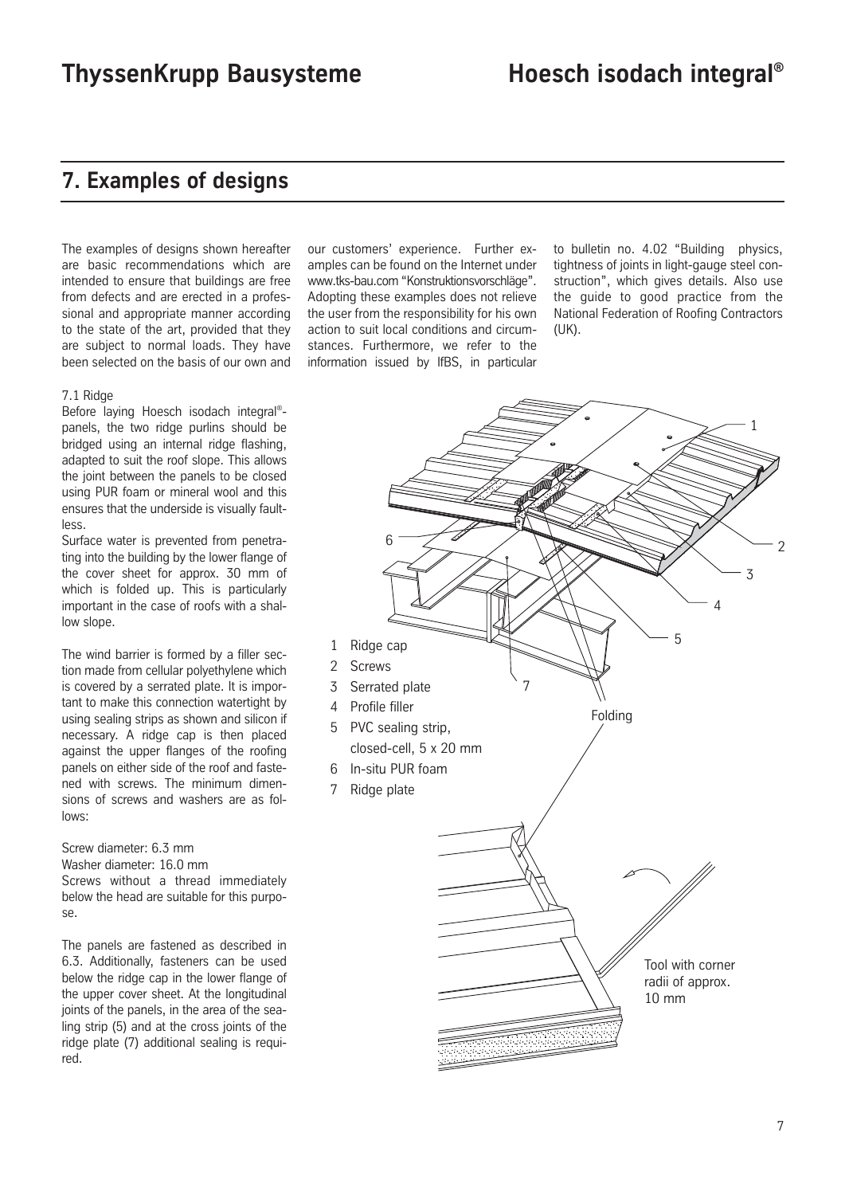# 7. Examples of designs

The examples of designs shown hereafter are basic recommendations which are intended to ensure that buildings are free from defects and are erected in a professional and appropriate manner according to the state of the art, provided that they are subject to normal loads. They have been selected on the basis of our own and our customers' experience. Further examples can be found on the Internet under www.tks-bau.com "Konstruktionsvorschläge". Adopting these examples does not relieve the user from the responsibility for his own action to suit local conditions and circumstances. Furthermore, we refer to the information issued by IfBS, in particular to bulletin no. 4.02 "Building physics, tightness of joints in light-gauge steel construction", which gives details. Also use the guide to good practice from the National Federation of Roofing Contractors (UK).

7.1 Ridge

Before laying Hoesch isodach integral®-panels, the two ridge purlins should be bridged using an internal ridge flashing, adapted to suit the roof slope. This allows the joint between the panels to be closed using PUR foam or mineral wool and this ensures that the underside is visually faultless.

Surface water is prevented from penetrating into the building by the lower flange of the cover sheet for approx. 30 mm of which is folded up. This is particularly important in the case of roofs with a shallow slope.

The wind barrier is formed by a filler section made from cellular polyethylene which is covered by a serrated plate. It is important to make this connection watertight by using sealing strips as shown and silicon if necessary. A ridge cap is then placed against the upper flanges of the roofing panels on either side of the roof and fastened with screws. The minimum dimensions of screws and washers are as follows:

Screw diameter: 6.3 mm
Washer diameter: 16.0 mm
Screws without a thread immediately below the head are suitable for this purpose.

The panels are fastened as described in 6.3. Additionally, fasteners can be used below the ridge cap in the lower flange of the upper cover sheet. At the longitudinal joints of the panels, in the area of the sealing strip (5) and at the cross joints of the ridge plate (7) additional sealing is required.

1 Ridge cap
2 Screws
3 Serrated plate
4 Profile filler
5 PVC sealing strip, closed-cell, 5 x 20 mm
6 In-situ PUR foam
7 Ridge plate

Folding

Tool with corner radii of approx. 10 mm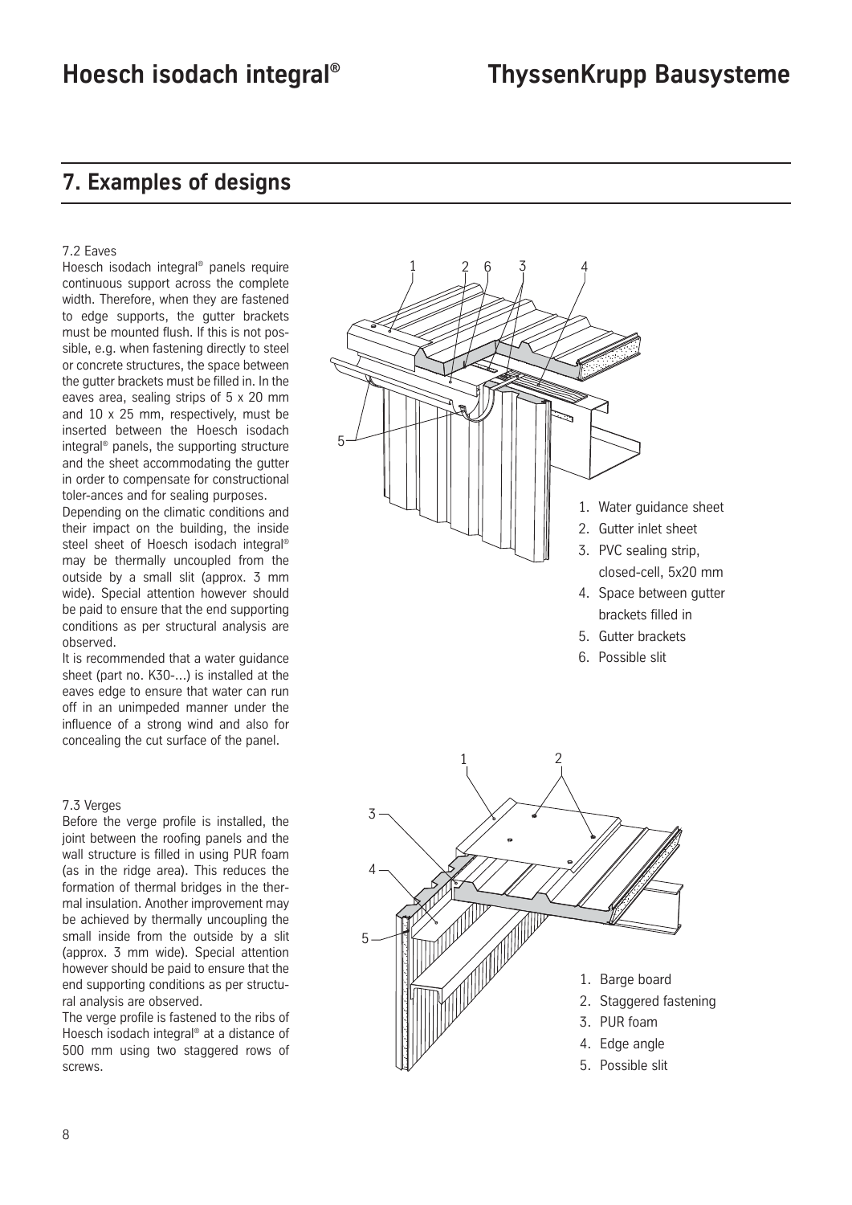## 7. Examples of designs

7.2 Eaves

Hoesch isodach integral® panels require continuous support across the complete width. Therefore, when they are fastened to edge supports, the gutter brackets must be mounted flush. If this is not possible, e.g. when fastening directly to steel or concrete structures, the space between the gutter brackets must be filled in. In the eaves area, sealing strips of 5 x 20 mm and 10 x 25 mm, respectively, must be inserted between the Hoesch isodach integral® panels, the supporting structure and the sheet accommodating the gutter in order to compensate for constructional toler-ances and for sealing purposes.

Depending on the climatic conditions and their impact on the building, the inside steel sheet of Hoesch isodach integral® may be thermally uncoupled from the outside by a small slit (approx. 3 mm wide). Special attention however should be paid to ensure that the end supporting conditions as per structural analysis are observed.

It is recommended that a water guidance sheet (part no. K30-...) is installed at the eaves edge to ensure that water can run off in an unimpeded manner under the influence of a strong wind and also for concealing the cut surface of the panel.

1. Water guidance sheet
2. Gutter inlet sheet
3. PVC sealing strip, closed-cell, 5x20 mm
4. Space between gutter brackets filled in
5. Gutter brackets
6. Possible slit

7.3 Verges

Before the verge profile is installed, the joint between the roofing panels and the wall structure is filled in using PUR foam (as in the ridge area). This reduces the formation of thermal bridges in the thermal insulation. Another improvement may be achieved by thermally uncoupling the small inside from the outside by a slit (approx. 3 mm wide). Special attention however should be paid to ensure that the end supporting conditions as per structural analysis are observed.

The verge profile is fastened to the ribs of Hoesch isodach integral® at a distance of 500 mm using two staggered rows of screws.

1. Barge board
2. Staggered fastening
3. PUR foam
4. Edge angle
5. Possible slit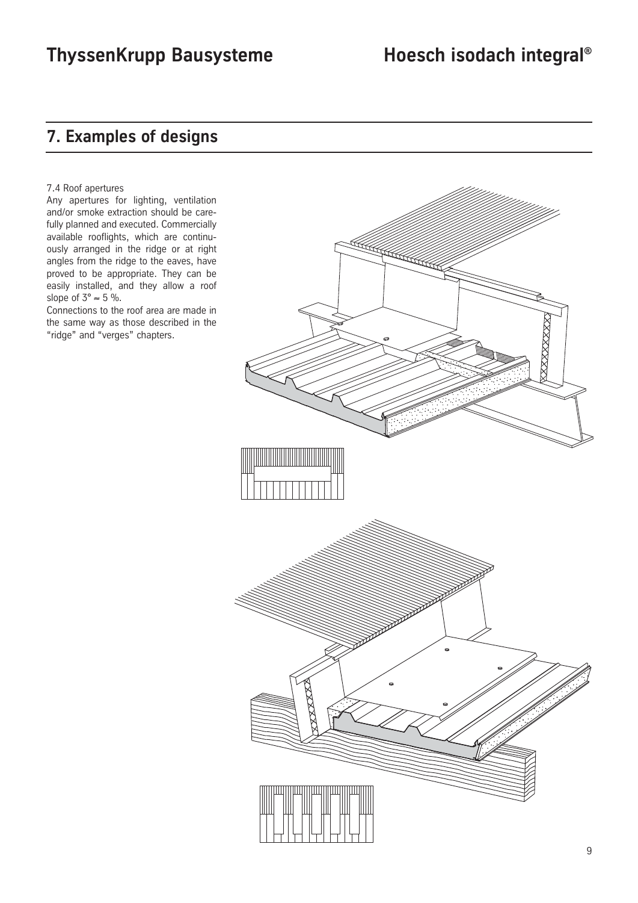## 7. Examples of designs

7.4 Roof apertures

Any apertures for lighting, ventilation and/or smoke extraction should be carefully planned and executed. Commercially available rooflights, which are continuously arranged in the ridge or at right angles from the ridge to the eaves, have proved to be appropriate. They can be easily installed, and they allow a roof slope of $3° \approx 5$ %.

Connections to the roof area are made in the same way as those described in the "ridge" and "verges" chapters.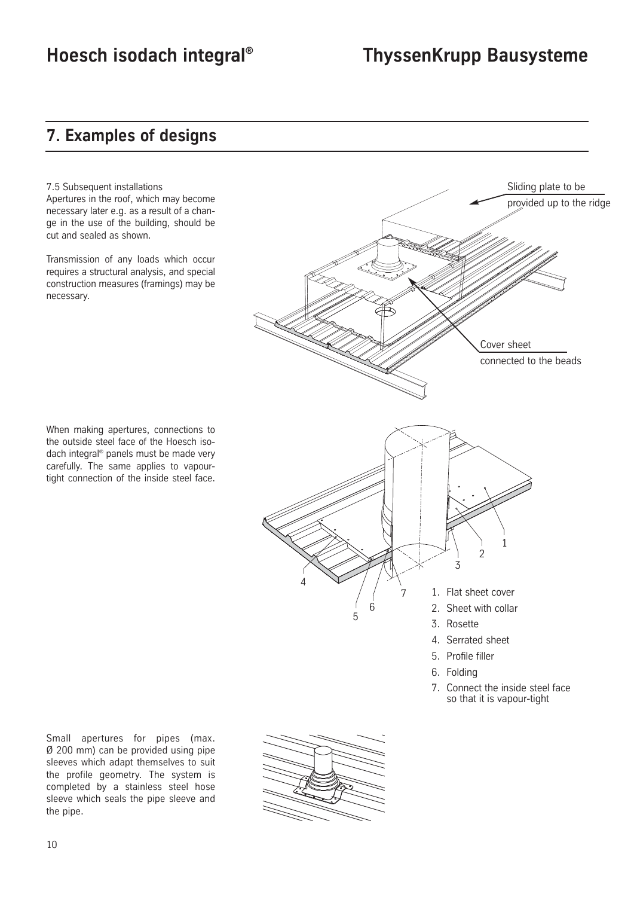## 7. Examples of designs

7.5 Subsequent installations
Apertures in the roof, which may become necessary later e.g. as a result of a change in the use of the building, should be cut and sealed as shown.

Transmission of any loads which occur requires a structural analysis, and special construction measures (framings) may be necessary.

Sliding plate to be provided up to the ridge

Cover sheet connected to the beads

When making apertures, connections to the outside steel face of the Hoesch isodach integral® panels must be made very carefully. The same applies to vapour-tight connection of the inside steel face.

1. Flat sheet cover
2. Sheet with collar
3. Rosette
4. Serrated sheet
5. Profile filler
6. Folding
7. Connect the inside steel face so that it is vapour-tight

Small apertures for pipes (max. Ø 200 mm) can be provided using pipe sleeves which adapt themselves to suit the profile geometry. The system is completed by a stainless steel hose sleeve which seals the pipe sleeve and the pipe.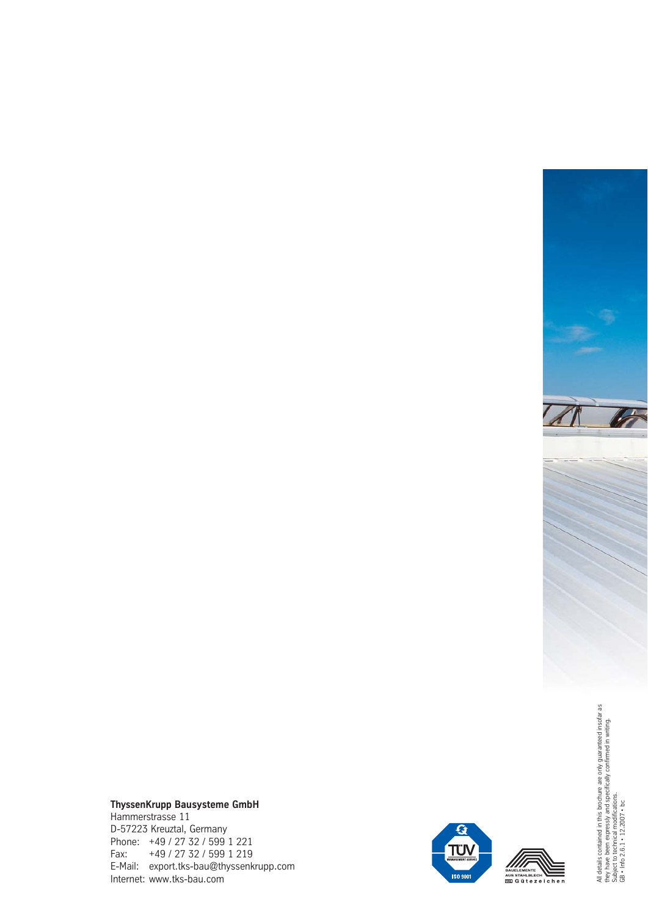**ThyssenKrupp Bausysteme GmbH**
Hammerstrasse 11
D-57223 Kreuztal, Germany
Phone: +49 / 27 32 / 599 1 221
Fax: +49 / 27 32 / 599 1 219
E-Mail: export.tks-bau@thyssenkrupp.com
Internet: www.tks-bau.com

All details contained in this brochure are only guaranteed insofar as they have been expressly and specifically confirmed in writing.
Subject to technical modifications.
GB • Info 2.6.1 • 12.2007 • bc